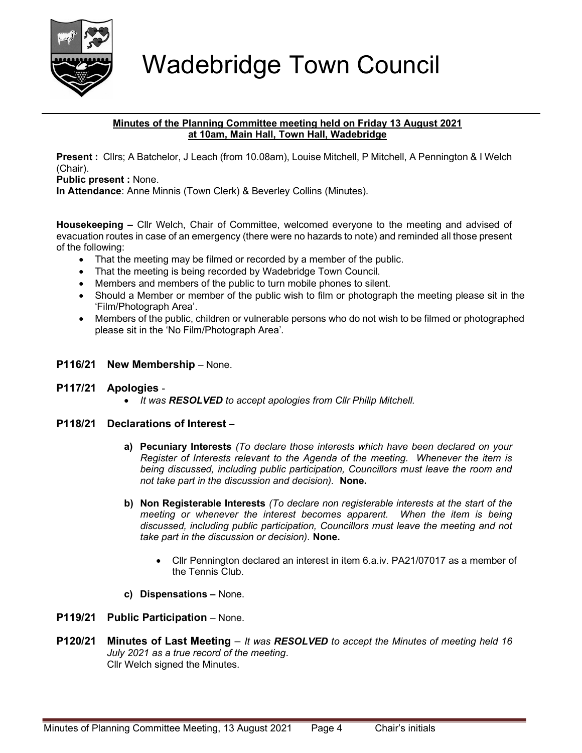# Wadebridge Town Council

**Minutes of the Planning Committee meeting held on Friday 13 August 2021 at 10am, Main Hall, Town Hall, Wadebridge**

**Present :** Cllrs; A Batchelor, J Leach (from 10.08am), Louise Mitchell, P Mitchell, A Pennington & I Welch (Chair).

**Public present :** None.

**In Attendance**: Anne Minnis (Town Clerk) & Beverley Collins (Minutes).

**Housekeeping –** Cllr Welch, Chair of Committee, welcomed everyone to the meeting and advised of evacuation routes in case of an emergency (there were no hazards to note) and reminded all those present of the following:

- That the meeting may be filmed or recorded by a member of the public.
- That the meeting is being recorded by Wadebridge Town Council.
- Members and members of the public to turn mobile phones to silent.
- Should a Member or member of the public wish to film or photograph the meeting please sit in the 'Film/Photograph Area'.
- Members of the public, children or vulnerable persons who do not wish to be filmed or photographed please sit in the 'No Film/Photograph Area'.

## P116/21 New Membership – None.

## P117/21 Apologies -

- *It was **RESOLVED** to accept apologies from Cllr Philip Mitchell.*

## P118/21 Declarations of Interest –

a) **Pecuniary Interests** *(To declare those interests which have been declared on your Register of Interests relevant to the Agenda of the meeting. Whenever the item is being discussed, including public participation, Councillors must leave the room and not take part in the discussion and decision).* **None.**

b) **Non Registerable Interests** *(To declare non registerable interests at the start of the meeting or whenever the interest becomes apparent. When the item is being discussed, including public participation, Councillors must leave the meeting and not take part in the discussion or decision).* **None.**

- Cllr Pennington declared an interest in item 6.a.iv. PA21/07017 as a member of the Tennis Club.

c) **Dispensations –** None.

## P119/21 Public Participation – None.

## P120/21 Minutes of Last Meeting – *It was **RESOLVED** to accept the Minutes of meeting held 16 July 2021 as a true record of the meeting*.

Cllr Welch signed the Minutes.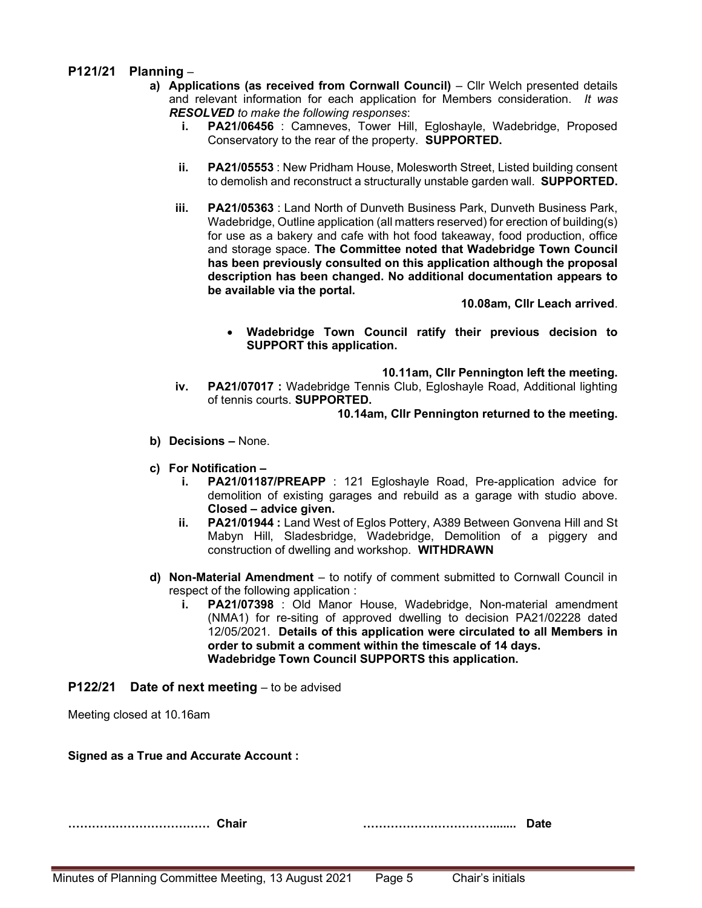## P121/21 Planning –

**a) Applications (as received from Cornwall Council)** – Cllr Welch presented details and relevant information for each application for Members consideration. *It was **RESOLVED** to make the following responses*:

   i. **PA21/06456** : Camneves, Tower Hill, Egloshayle, Wadebridge, Proposed Conservatory to the rear of the property. **SUPPORTED.**

   ii. **PA21/05553** : New Pridham House, Molesworth Street, Listed building consent to demolish and reconstruct a structurally unstable garden wall. **SUPPORTED.**

   iii. **PA21/05363** : Land North of Dunveth Business Park, Dunveth Business Park, Wadebridge, Outline application (all matters reserved) for erection of building(s) for use as a bakery and cafe with hot food takeaway, food production, office and storage space. **The Committee noted that Wadebridge Town Council has been previously consulted on this application although the proposal description has been changed. No additional documentation appears to be available via the portal.**

   **10.08am, Cllr Leach arrived**.

   - **Wadebridge Town Council ratify their previous decision to SUPPORT this application.**

   **10.11am, Cllr Pennington left the meeting.**

   iv. **PA21/07017 :** Wadebridge Tennis Club, Egloshayle Road, Additional lighting of tennis courts. **SUPPORTED.**

   **10.14am, Cllr Pennington returned to the meeting.**

**b) Decisions –** None.

**c) For Notification –**

   i. **PA21/01187/PREAPP** : 121 Egloshayle Road, Pre-application advice for demolition of existing garages and rebuild as a garage with studio above. **Closed – advice given.**

   ii. **PA21/01944 :** Land West of Eglos Pottery, A389 Between Gonvena Hill and St Mabyn Hill, Sladesbridge, Wadebridge, Demolition of a piggery and construction of dwelling and workshop. **WITHDRAWN**

**d) Non-Material Amendment** – to notify of comment submitted to Cornwall Council in respect of the following application :

   i. **PA21/07398** : Old Manor House, Wadebridge, Non-material amendment (NMA1) for re-siting of approved dwelling to decision PA21/02228 dated 12/05/2021. **Details of this application were circulated to all Members in order to submit a comment within the timescale of 14 days.**
   **Wadebridge Town Council SUPPORTS this application.**

## P122/21 Date of next meeting – to be advised

Meeting closed at 10.16am

**Signed as a True and Accurate Account :**

**……………………………… Chair** **……………………………....... Date**

Minutes of Planning Committee Meeting, 13 August 2021 Chair's initials